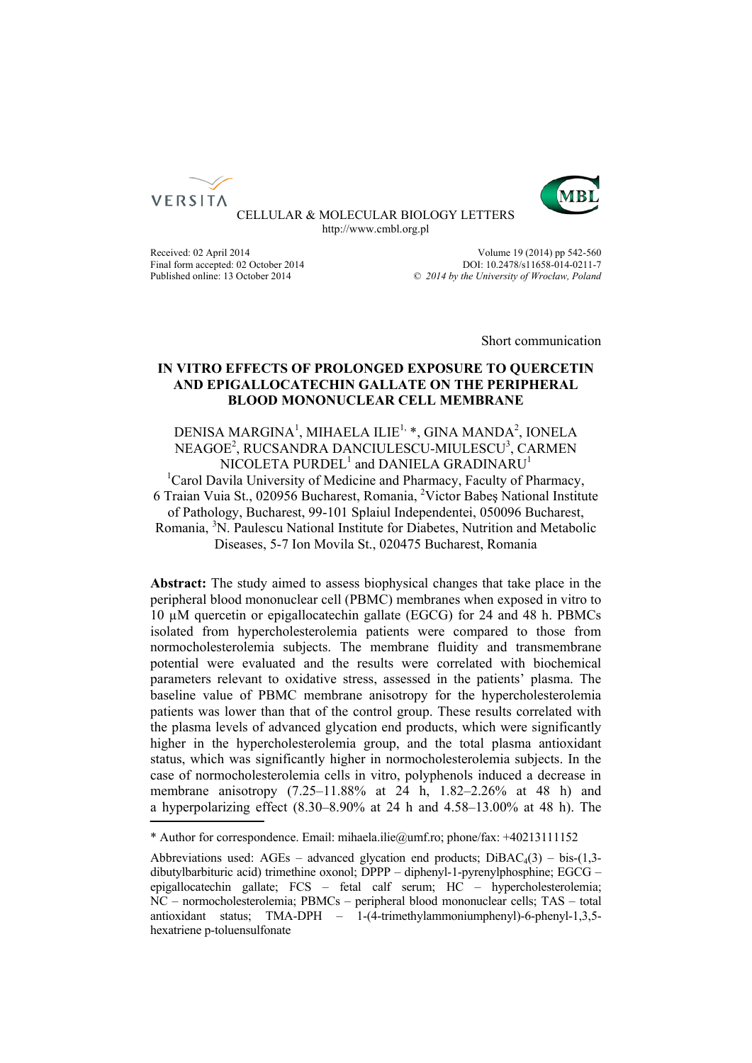CELLULAR & MOLECULAR BIOLOGY LETTERS
http://www.cmbl.org.pl

Received: 02 April 2014
Final form accepted: 02 October 2014
Published online: 13 October 2014

Volume 19 (2014) pp 542-560
DOI: 10.2478/s11658-014-0211-7
© *2014 by the University of Wrocław, Poland*

Short communication

# IN VITRO EFFECTS OF PROLONGED EXPOSURE TO QUERCETIN AND EPIGALLOCATECHIN GALLATE ON THE PERIPHERAL BLOOD MONONUCLEAR CELL MEMBRANE

DENISA MARGINA[1], MIHAELA ILIE[1, *], GINA MANDA[2], IONELA NEAGOE[2], RUCSANDRA DANCIULESCU-MIULESCU[3], CARMEN NICOLETA PURDEL[1] and DANIELA GRADINARU[1]

[1]Carol Davila University of Medicine and Pharmacy, Faculty of Pharmacy, 6 Traian Vuia St., 020956 Bucharest, Romania, [2]Victor Babeş National Institute of Pathology, Bucharest, 99-101 Splaiul Independentei, 050096 Bucharest, Romania, [3]N. Paulescu National Institute for Diabetes, Nutrition and Metabolic Diseases, 5-7 Ion Movila St., 020475 Bucharest, Romania

**Abstract:** The study aimed to assess biophysical changes that take place in the peripheral blood mononuclear cell (PBMC) membranes when exposed in vitro to 10 μM quercetin or epigallocatechin gallate (EGCG) for 24 and 48 h. PBMCs isolated from hypercholesterolemia patients were compared to those from normocholesterolemia subjects. The membrane fluidity and transmembrane potential were evaluated and the results were correlated with biochemical parameters relevant to oxidative stress, assessed in the patients' plasma. The baseline value of PBMC membrane anisotropy for the hypercholesterolemia patients was lower than that of the control group. These results correlated with the plasma levels of advanced glycation end products, which were significantly higher in the hypercholesterolemia group, and the total plasma antioxidant status, which was significantly higher in normocholesterolemia subjects. In the case of normocholesterolemia cells in vitro, polyphenols induced a decrease in membrane anisotropy (7.25–11.88% at 24 h, 1.82–2.26% at 48 h) and a hyperpolarizing effect (8.30–8.90% at 24 h and 4.58–13.00% at 48 h). The

---

\* Author for correspondence. Email: mihaela.ilie@umf.ro; phone/fax: +40213111152

Abbreviations used: AGEs – advanced glycation end products; $DiBAC_4(3)$ – bis-(1,3-dibutylbarbituric acid) trimethine oxonol; DPPP – diphenyl-1-pyrenylphosphine; EGCG – epigallocatechin gallate; FCS – fetal calf serum; HC – hypercholesterolemia; NC – normocholesterolemia; PBMCs – peripheral blood mononuclear cells; TAS – total antioxidant status; TMA-DPH – 1-(4-trimethylammoniumphenyl)-6-phenyl-1,3,5-hexatriene p-toluensulfonate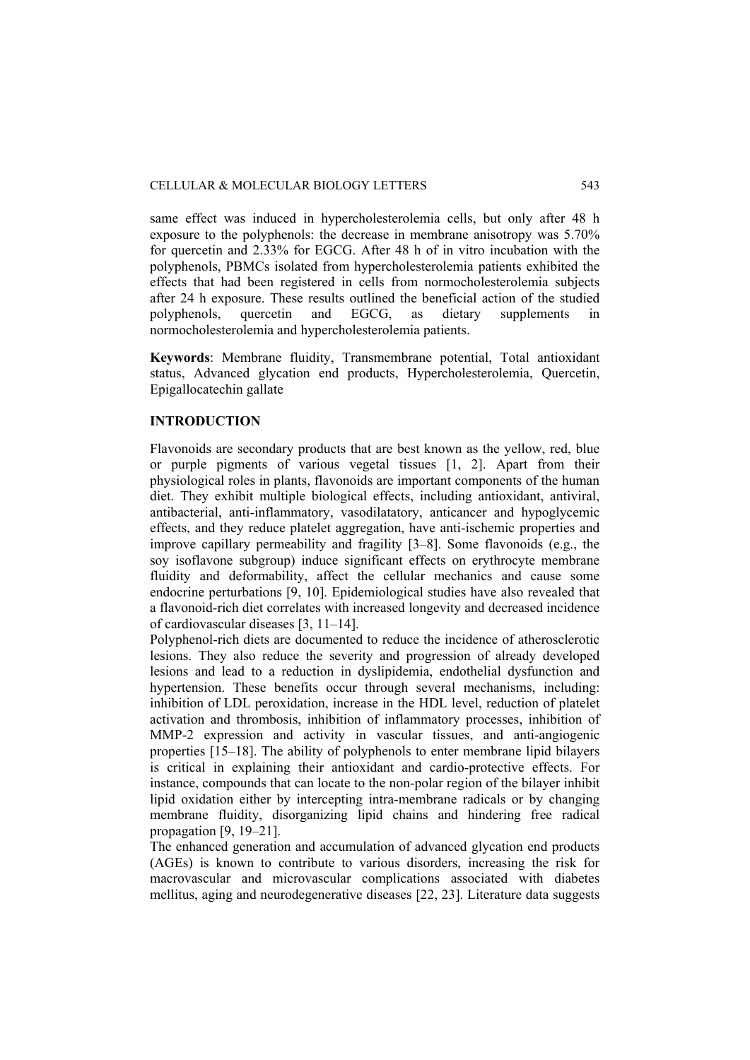same effect was induced in hypercholesterolemia cells, but only after 48 h exposure to the polyphenols: the decrease in membrane anisotropy was 5.70% for quercetin and 2.33% for EGCG. After 48 h of in vitro incubation with the polyphenols, PBMCs isolated from hypercholesterolemia patients exhibited the effects that had been registered in cells from normocholesterolemia subjects after 24 h exposure. These results outlined the beneficial action of the studied polyphenols, quercetin and EGCG, as dietary supplements in normocholesterolemia and hypercholesterolemia patients.

**Keywords**: Membrane fluidity, Transmembrane potential, Total antioxidant status, Advanced glycation end products, Hypercholesterolemia, Quercetin, Epigallocatechin gallate

## INTRODUCTION

Flavonoids are secondary products that are best known as the yellow, red, blue or purple pigments of various vegetal tissues [1, 2]. Apart from their physiological roles in plants, flavonoids are important components of the human diet. They exhibit multiple biological effects, including antioxidant, antiviral, antibacterial, anti-inflammatory, vasodilatatory, anticancer and hypoglycemic effects, and they reduce platelet aggregation, have anti-ischemic properties and improve capillary permeability and fragility [3–8]. Some flavonoids (e.g., the soy isoflavone subgroup) induce significant effects on erythrocyte membrane fluidity and deformability, affect the cellular mechanics and cause some endocrine perturbations [9, 10]. Epidemiological studies have also revealed that a flavonoid-rich diet correlates with increased longevity and decreased incidence of cardiovascular diseases [3, 11–14].

Polyphenol-rich diets are documented to reduce the incidence of atherosclerotic lesions. They also reduce the severity and progression of already developed lesions and lead to a reduction in dyslipidemia, endothelial dysfunction and hypertension. These benefits occur through several mechanisms, including: inhibition of LDL peroxidation, increase in the HDL level, reduction of platelet activation and thrombosis, inhibition of inflammatory processes, inhibition of MMP-2 expression and activity in vascular tissues, and anti-angiogenic properties [15–18]. The ability of polyphenols to enter membrane lipid bilayers is critical in explaining their antioxidant and cardio-protective effects. For instance, compounds that can locate to the non-polar region of the bilayer inhibit lipid oxidation either by intercepting intra-membrane radicals or by changing membrane fluidity, disorganizing lipid chains and hindering free radical propagation [9, 19–21].

The enhanced generation and accumulation of advanced glycation end products (AGEs) is known to contribute to various disorders, increasing the risk for macrovascular and microvascular complications associated with diabetes mellitus, aging and neurodegenerative diseases [22, 23]. Literature data suggests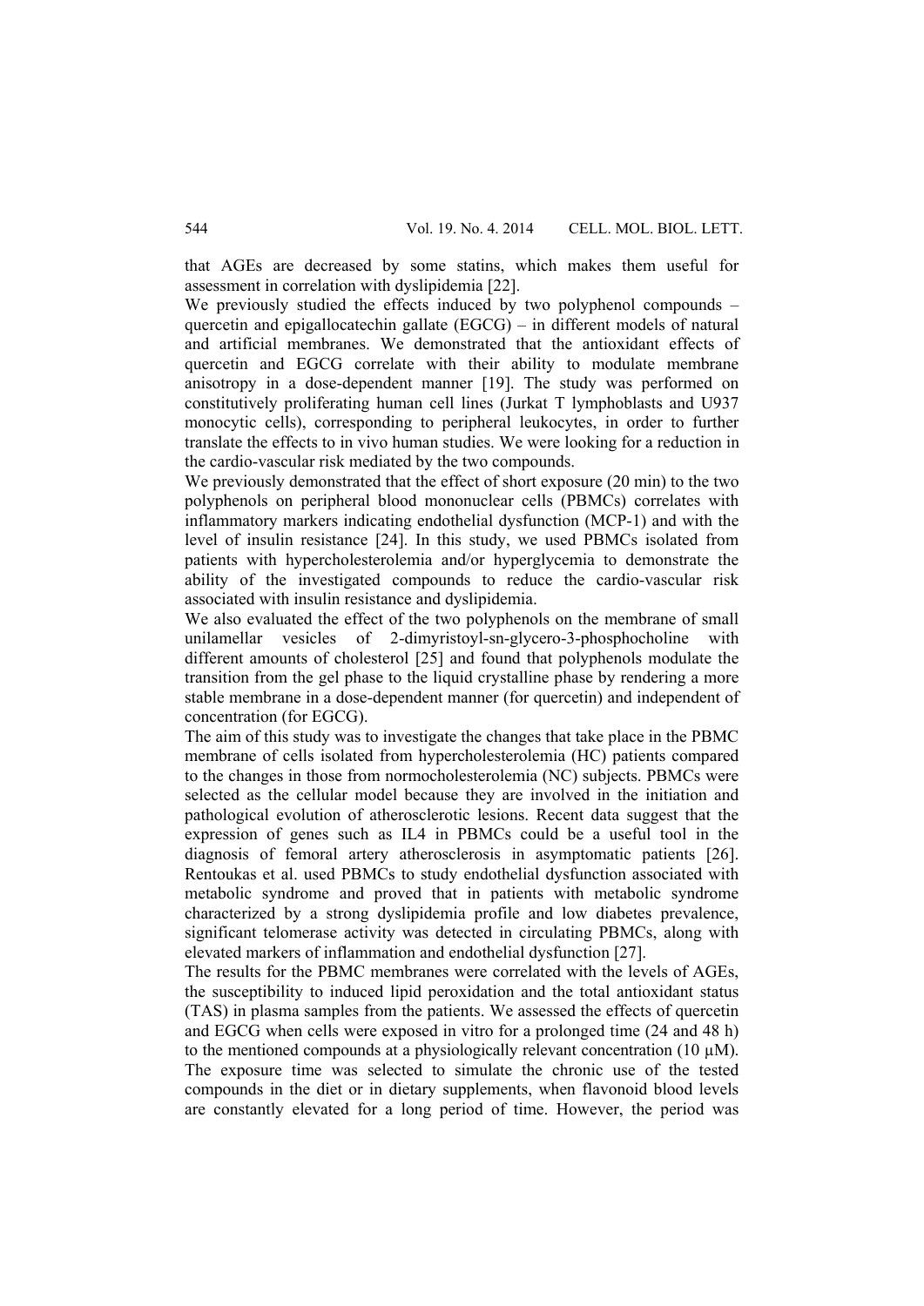that AGEs are decreased by some statins, which makes them useful for assessment in correlation with dyslipidemia [22].

We previously studied the effects induced by two polyphenol compounds – quercetin and epigallocatechin gallate (EGCG) – in different models of natural and artificial membranes. We demonstrated that the antioxidant effects of quercetin and EGCG correlate with their ability to modulate membrane anisotropy in a dose-dependent manner [19]. The study was performed on constitutively proliferating human cell lines (Jurkat T lymphoblasts and U937 monocytic cells), corresponding to peripheral leukocytes, in order to further translate the effects to in vivo human studies. We were looking for a reduction in the cardio-vascular risk mediated by the two compounds.

We previously demonstrated that the effect of short exposure (20 min) to the two polyphenols on peripheral blood mononuclear cells (PBMCs) correlates with inflammatory markers indicating endothelial dysfunction (MCP-1) and with the level of insulin resistance [24]. In this study, we used PBMCs isolated from patients with hypercholesterolemia and/or hyperglycemia to demonstrate the ability of the investigated compounds to reduce the cardio-vascular risk associated with insulin resistance and dyslipidemia.

We also evaluated the effect of the two polyphenols on the membrane of small unilamellar vesicles of 2-dimyristoyl-sn-glycero-3-phosphocholine with different amounts of cholesterol [25] and found that polyphenols modulate the transition from the gel phase to the liquid crystalline phase by rendering a more stable membrane in a dose-dependent manner (for quercetin) and independent of concentration (for EGCG).

The aim of this study was to investigate the changes that take place in the PBMC membrane of cells isolated from hypercholesterolemia (HC) patients compared to the changes in those from normocholesterolemia (NC) subjects. PBMCs were selected as the cellular model because they are involved in the initiation and pathological evolution of atherosclerotic lesions. Recent data suggest that the expression of genes such as IL4 in PBMCs could be a useful tool in the diagnosis of femoral artery atherosclerosis in asymptomatic patients [26]. Rentoukas et al. used PBMCs to study endothelial dysfunction associated with metabolic syndrome and proved that in patients with metabolic syndrome characterized by a strong dyslipidemia profile and low diabetes prevalence, significant telomerase activity was detected in circulating PBMCs, along with elevated markers of inflammation and endothelial dysfunction [27].

The results for the PBMC membranes were correlated with the levels of AGEs, the susceptibility to induced lipid peroxidation and the total antioxidant status (TAS) in plasma samples from the patients. We assessed the effects of quercetin and EGCG when cells were exposed in vitro for a prolonged time (24 and 48 h) to the mentioned compounds at a physiologically relevant concentration (10 μM). The exposure time was selected to simulate the chronic use of the tested compounds in the diet or in dietary supplements, when flavonoid blood levels are constantly elevated for a long period of time. However, the period was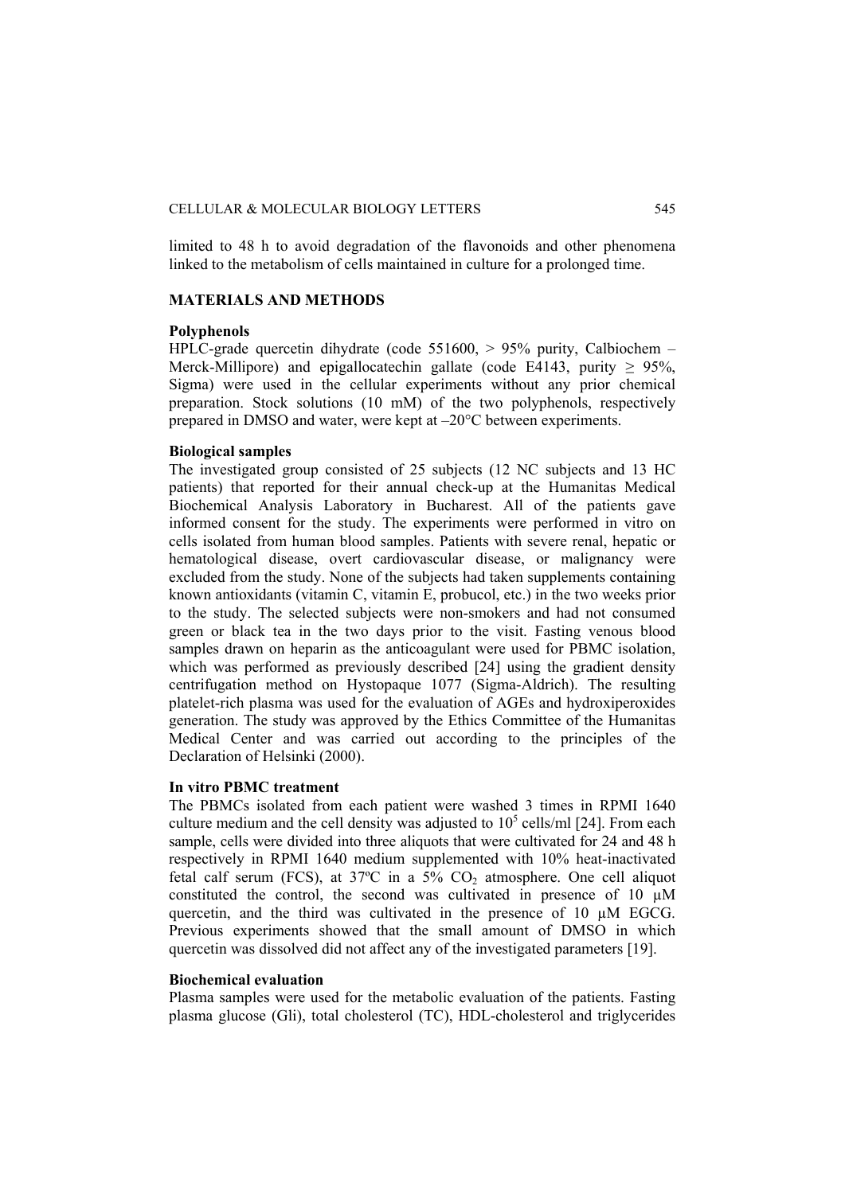limited to 48 h to avoid degradation of the flavonoids and other phenomena linked to the metabolism of cells maintained in culture for a prolonged time.

## MATERIALS AND METHODS

### Polyphenols

HPLC-grade quercetin dihydrate (code 551600, > 95% purity, Calbiochem – Merck-Millipore) and epigallocatechin gallate (code E4143, purity ≥ 95%, Sigma) were used in the cellular experiments without any prior chemical preparation. Stock solutions (10 mM) of the two polyphenols, respectively prepared in DMSO and water, were kept at –20°C between experiments.

### Biological samples

The investigated group consisted of 25 subjects (12 NC subjects and 13 HC patients) that reported for their annual check-up at the Humanitas Medical Biochemical Analysis Laboratory in Bucharest. All of the patients gave informed consent for the study. The experiments were performed in vitro on cells isolated from human blood samples. Patients with severe renal, hepatic or hematological disease, overt cardiovascular disease, or malignancy were excluded from the study. None of the subjects had taken supplements containing known antioxidants (vitamin C, vitamin E, probucol, etc.) in the two weeks prior to the study. The selected subjects were non-smokers and had not consumed green or black tea in the two days prior to the visit. Fasting venous blood samples drawn on heparin as the anticoagulant were used for PBMC isolation, which was performed as previously described [24] using the gradient density centrifugation method on Hystopaque 1077 (Sigma-Aldrich). The resulting platelet-rich plasma was used for the evaluation of AGEs and hydroxiperoxides generation. The study was approved by the Ethics Committee of the Humanitas Medical Center and was carried out according to the principles of the Declaration of Helsinki (2000).

### In vitro PBMC treatment

The PBMCs isolated from each patient were washed 3 times in RPMI 1640 culture medium and the cell density was adjusted to $10^5$ cells/ml [24]. From each sample, cells were divided into three aliquots that were cultivated for 24 and 48 h respectively in RPMI 1640 medium supplemented with 10% heat-inactivated fetal calf serum (FCS), at 37ºC in a 5% $CO_2$ atmosphere. One cell aliquot constituted the control, the second was cultivated in presence of 10 μM quercetin, and the third was cultivated in the presence of 10 μM EGCG. Previous experiments showed that the small amount of DMSO in which quercetin was dissolved did not affect any of the investigated parameters [19].

### Biochemical evaluation

Plasma samples were used for the metabolic evaluation of the patients. Fasting plasma glucose (Gli), total cholesterol (TC), HDL-cholesterol and triglycerides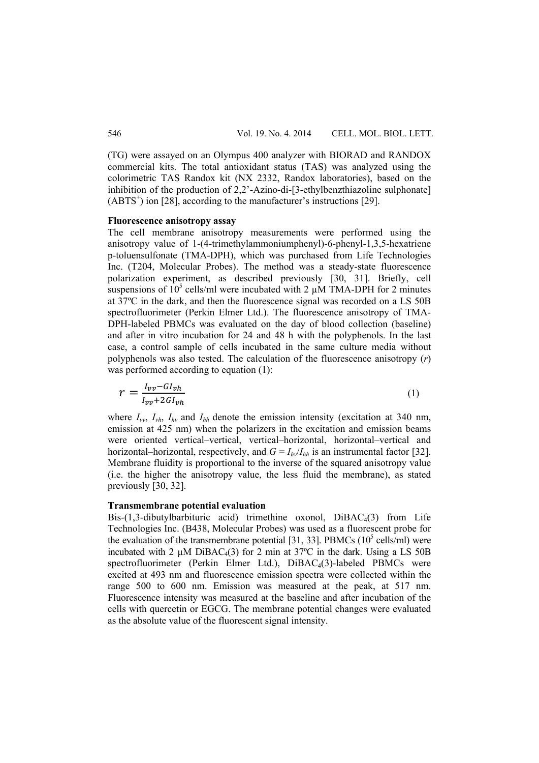(TG) were assayed on an Olympus 400 analyzer with BIORAD and RANDOX commercial kits. The total antioxidant status (TAS) was analyzed using the colorimetric TAS Randox kit (NX 2332, Randox laboratories), based on the inhibition of the production of 2,2'-Azino-di-[3-ethylbenzthiazoline sulphonate] ($ABTS^+$) ion [28], according to the manufacturer's instructions [29].

**Fluorescence anisotropy assay**

The cell membrane anisotropy measurements were performed using the anisotropy value of 1-(4-trimethylammoniumphenyl)-6-phenyl-1,3,5-hexatriene p-toluensulfonate (TMA-DPH), which was purchased from Life Technologies Inc. (T204, Molecular Probes). The method was a steady-state fluorescence polarization experiment, as described previously [30, 31]. Briefly, cell suspensions of $10^5$ cells/ml were incubated with 2 μM TMA-DPH for 2 minutes at 37ºC in the dark, and then the fluorescence signal was recorded on a LS 50B spectrofluorimeter (Perkin Elmer Ltd.). The fluorescence anisotropy of TMA-DPH-labeled PBMCs was evaluated on the day of blood collection (baseline) and after in vitro incubation for 24 and 48 h with the polyphenols. In the last case, a control sample of cells incubated in the same culture media without polyphenols was also tested. The calculation of the fluorescence anisotropy ($r$) was performed according to equation (1):

$$r = \frac{I_{vv} - GI_{vh}}{I_{vv} + 2GI_{vh}} \qquad (1)$$

where $I_{vv}$, $I_{vh}$, $I_{hv}$ and $I_{hh}$ denote the emission intensity (excitation at 340 nm, emission at 425 nm) when the polarizers in the excitation and emission beams were oriented vertical–vertical, vertical–horizontal, horizontal–vertical and horizontal–horizontal, respectively, and $G = I_{hv}/I_{hh}$ is an instrumental factor [32]. Membrane fluidity is proportional to the inverse of the squared anisotropy value (i.e. the higher the anisotropy value, the less fluid the membrane), as stated previously [30, 32].

**Transmembrane potential evaluation**

Bis-(1,3-dibutylbarbituric acid) trimethine oxonol, $DiBAC_4(3)$ from Life Technologies Inc. (B438, Molecular Probes) was used as a fluorescent probe for the evaluation of the transmembrane potential [31, 33]. PBMCs ($10^5$ cells/ml) were incubated with 2 μM $DiBAC_4(3)$ for 2 min at 37ºC in the dark. Using a LS 50B spectrofluorimeter (Perkin Elmer Ltd.), $DiBAC_4(3)$-labeled PBMCs were excited at 493 nm and fluorescence emission spectra were collected within the range 500 to 600 nm. Emission was measured at the peak, at 517 nm. Fluorescence intensity was measured at the baseline and after incubation of the cells with quercetin or EGCG. The membrane potential changes were evaluated as the absolute value of the fluorescent signal intensity.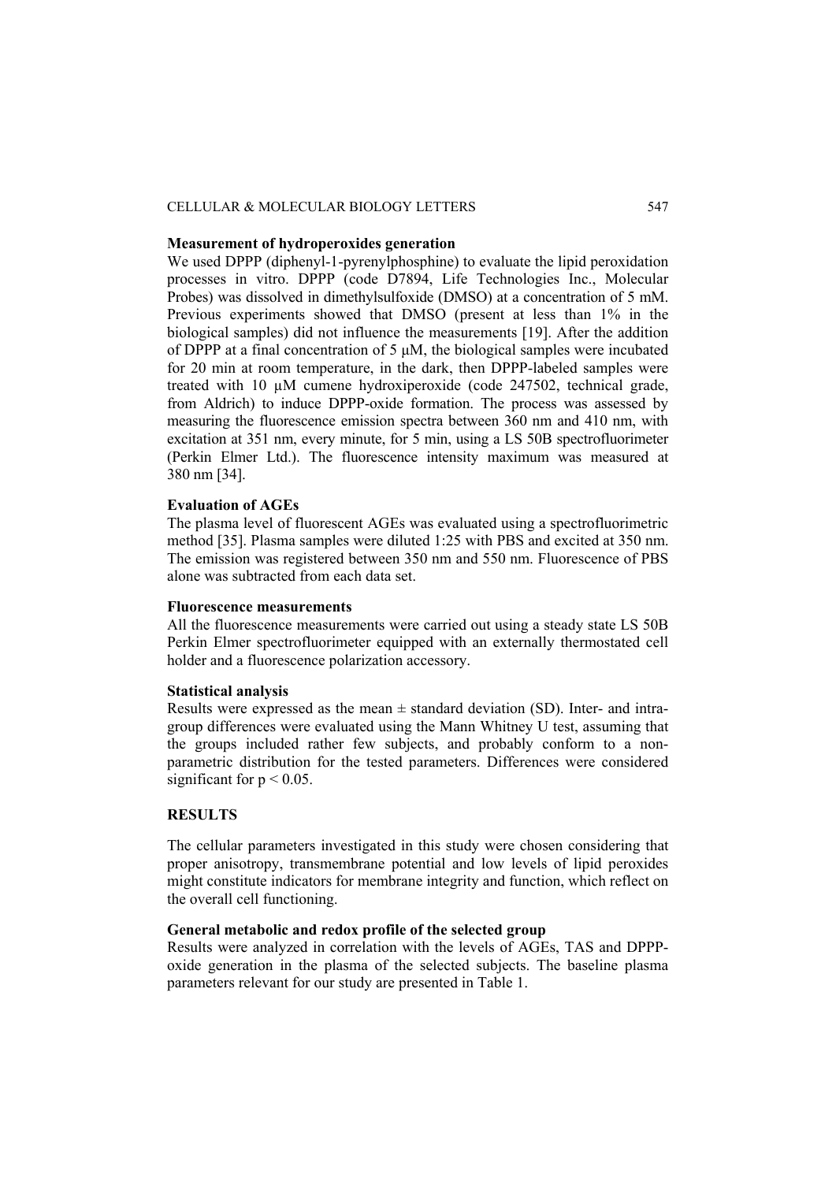**Measurement of hydroperoxides generation**

We used DPPP (diphenyl-1-pyrenylphosphine) to evaluate the lipid peroxidation processes in vitro. DPPP (code D7894, Life Technologies Inc., Molecular Probes) was dissolved in dimethylsulfoxide (DMSO) at a concentration of 5 mM. Previous experiments showed that DMSO (present at less than 1% in the biological samples) did not influence the measurements [19]. After the addition of DPPP at a final concentration of 5 μM, the biological samples were incubated for 20 min at room temperature, in the dark, then DPPP-labeled samples were treated with 10 μM cumene hydroxiperoxide (code 247502, technical grade, from Aldrich) to induce DPPP-oxide formation. The process was assessed by measuring the fluorescence emission spectra between 360 nm and 410 nm, with excitation at 351 nm, every minute, for 5 min, using a LS 50B spectrofluorimeter (Perkin Elmer Ltd.). The fluorescence intensity maximum was measured at 380 nm [34].

**Evaluation of AGEs**

The plasma level of fluorescent AGEs was evaluated using a spectrofluorimetric method [35]. Plasma samples were diluted 1:25 with PBS and excited at 350 nm. The emission was registered between 350 nm and 550 nm. Fluorescence of PBS alone was subtracted from each data set.

**Fluorescence measurements**

All the fluorescence measurements were carried out using a steady state LS 50B Perkin Elmer spectrofluorimeter equipped with an externally thermostated cell holder and a fluorescence polarization accessory.

**Statistical analysis**

Results were expressed as the mean ± standard deviation (SD). Inter- and intra-group differences were evaluated using the Mann Whitney U test, assuming that the groups included rather few subjects, and probably conform to a non-parametric distribution for the tested parameters. Differences were considered significant for $p < 0.05$.

## RESULTS

The cellular parameters investigated in this study were chosen considering that proper anisotropy, transmembrane potential and low levels of lipid peroxides might constitute indicators for membrane integrity and function, which reflect on the overall cell functioning.

**General metabolic and redox profile of the selected group**

Results were analyzed in correlation with the levels of AGEs, TAS and DPPP-oxide generation in the plasma of the selected subjects. The baseline plasma parameters relevant for our study are presented in Table 1.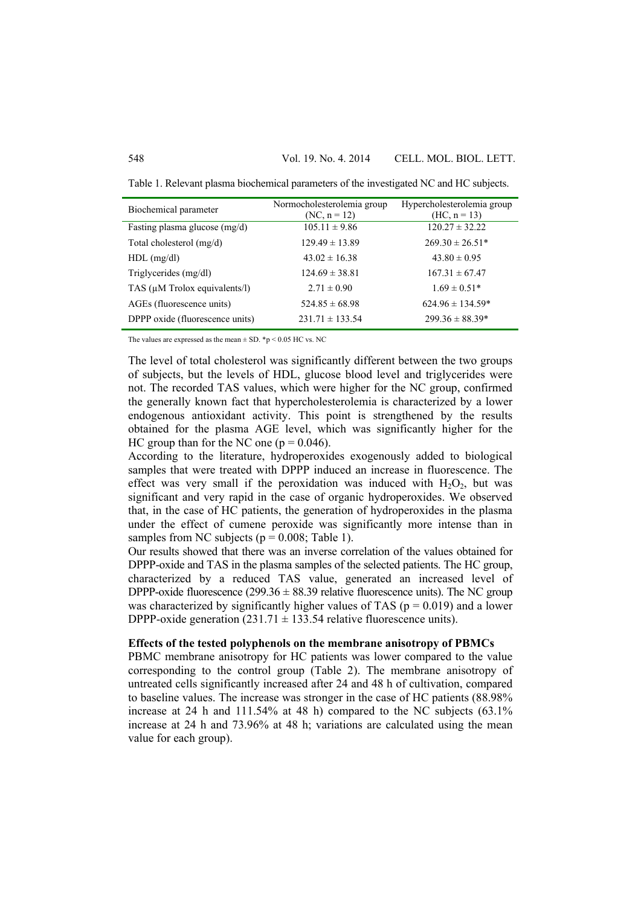Table 1. Relevant plasma biochemical parameters of the investigated NC and HC subjects.

| Biochemical parameter | Normocholesterolemia group (NC, n = 12) | Hypercholesterolemia group (HC, n = 13) |
|---|---|---|
| Fasting plasma glucose (mg/d) | 105.11 ± 9.86 | 120.27 ± 32.22 |
| Total cholesterol (mg/d) | 129.49 ± 13.89 | 269.30 ± 26.51* |
| HDL (mg/dl) | 43.02 ± 16.38 | 43.80 ± 0.95 |
| Triglycerides (mg/dl) | 124.69 ± 38.81 | 167.31 ± 67.47 |
| TAS (μM Trolox equivalents/l) | 2.71 ± 0.90 | 1.69 ± 0.51* |
| AGEs (fluorescence units) | 524.85 ± 68.98 | 624.96 ± 134.59* |
| DPPP oxide (fluorescence units) | 231.71 ± 133.54 | 299.36 ± 88.39* |

The values are expressed as the mean ± SD. *$p < 0.05$ HC vs. NC

The level of total cholesterol was significantly different between the two groups of subjects, but the levels of HDL, glucose blood level and triglycerides were not. The recorded TAS values, which were higher for the NC group, confirmed the generally known fact that hypercholesterolemia is characterized by a lower endogenous antioxidant activity. This point is strengthened by the results obtained for the plasma AGE level, which was significantly higher for the HC group than for the NC one ($p = 0.046$).

According to the literature, hydroperoxides exogenously added to biological samples that were treated with DPPP induced an increase in fluorescence. The effect was very small if the peroxidation was induced with $H_2O_2$, but was significant and very rapid in the case of organic hydroperoxides. We observed that, in the case of HC patients, the generation of hydroperoxides in the plasma under the effect of cumene peroxide was significantly more intense than in samples from NC subjects ($p = 0.008$; Table 1).

Our results showed that there was an inverse correlation of the values obtained for DPPP-oxide and TAS in the plasma samples of the selected patients. The HC group, characterized by a reduced TAS value, generated an increased level of DPPP-oxide fluorescence (299.36 ± 88.39 relative fluorescence units). The NC group was characterized by significantly higher values of TAS ($p = 0.019$) and a lower DPPP-oxide generation (231.71 ± 133.54 relative fluorescence units).

**Effects of the tested polyphenols on the membrane anisotropy of PBMCs**

PBMC membrane anisotropy for HC patients was lower compared to the value corresponding to the control group (Table 2). The membrane anisotropy of untreated cells significantly increased after 24 and 48 h of cultivation, compared to baseline values. The increase was stronger in the case of HC patients (88.98% increase at 24 h and 111.54% at 48 h) compared to the NC subjects (63.1% increase at 24 h and 73.96% at 48 h; variations are calculated using the mean value for each group).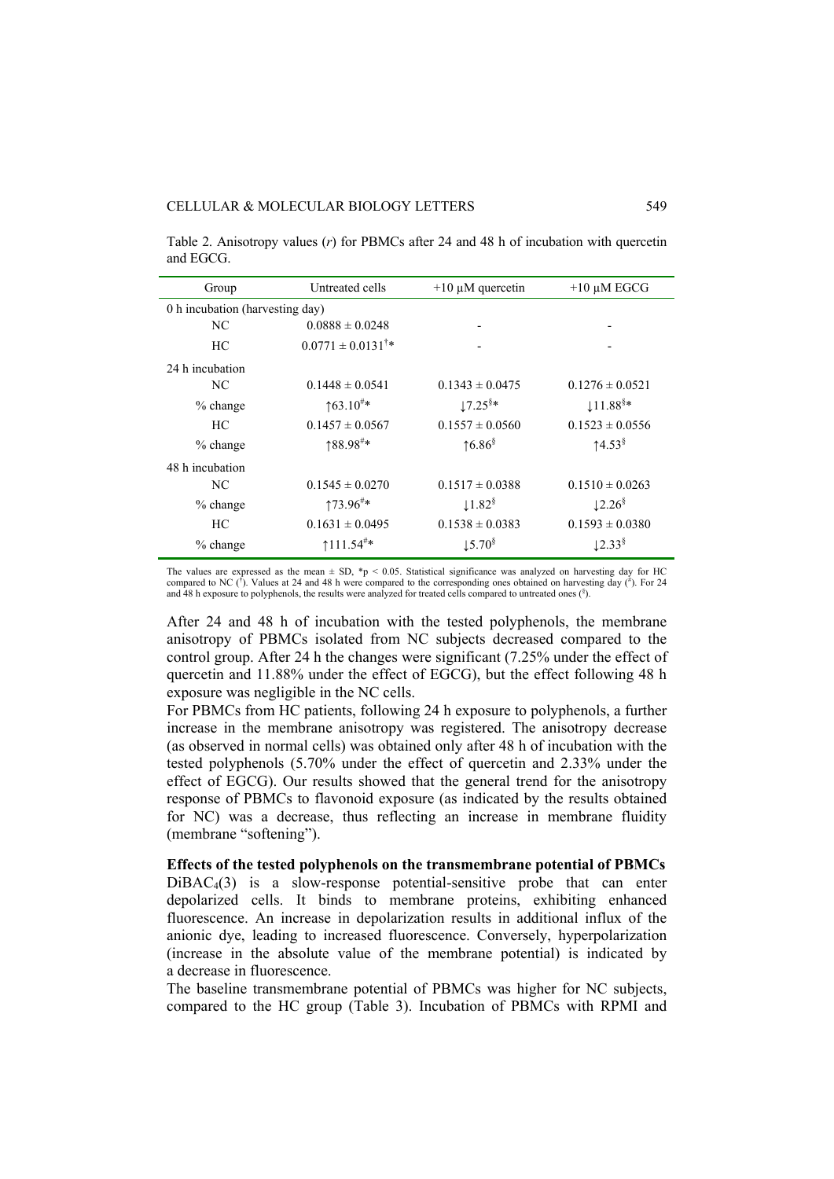Table 2. Anisotropy values ($r$) for PBMCs after 24 and 48 h of incubation with quercetin and EGCG.

| Group | Untreated cells | +10 μM quercetin | +10 μM EGCG |
|---|---|---|---|
| 0 h incubation (harvesting day) | | | |
| NC | 0.0888 ± 0.0248 | - | - |
| HC | 0.0771 ± 0.0131$^{†}$* | - | - |
| 24 h incubation | | | |
| NC | 0.1448 ± 0.0541 | 0.1343 ± 0.0475 | 0.1276 ± 0.0521 |
| % change | ↑63.10$^{\#}$* | ↓7.25$^{§}$* | ↓11.88$^{§}$* |
| HC | 0.1457 ± 0.0567 | 0.1557 ± 0.0560 | 0.1523 ± 0.0556 |
| % change | ↑88.98$^{\#}$* | ↑6.86$^{§}$ | ↑4.53$^{§}$ |
| 48 h incubation | | | |
| NC | 0.1545 ± 0.0270 | 0.1517 ± 0.0388 | 0.1510 ± 0.0263 |
| % change | ↑73.96$^{\#}$* | ↓1.82$^{§}$ | ↓2.26$^{§}$ |
| HC | 0.1631 ± 0.0495 | 0.1538 ± 0.0383 | 0.1593 ± 0.0380 |
| % change | ↑111.54$^{\#}$* | ↓5.70$^{§}$ | ↓2.33$^{§}$ |

The values are expressed as the mean ± SD, *$p < 0.05$. Statistical significance was analyzed on harvesting day for HC compared to NC ($^{†}$). Values at 24 and 48 h were compared to the corresponding ones obtained on harvesting day ($^{\#}$). For 24 and 48 h exposure to polyphenols, the results were analyzed for treated cells compared to untreated ones ($^{§}$).

After 24 and 48 h of incubation with the tested polyphenols, the membrane anisotropy of PBMCs isolated from NC subjects decreased compared to the control group. After 24 h the changes were significant (7.25% under the effect of quercetin and 11.88% under the effect of EGCG), but the effect following 48 h exposure was negligible in the NC cells.

For PBMCs from HC patients, following 24 h exposure to polyphenols, a further increase in the membrane anisotropy was registered. The anisotropy decrease (as observed in normal cells) was obtained only after 48 h of incubation with the tested polyphenols (5.70% under the effect of quercetin and 2.33% under the effect of EGCG). Our results showed that the general trend for the anisotropy response of PBMCs to flavonoid exposure (as indicated by the results obtained for NC) was a decrease, thus reflecting an increase in membrane fluidity (membrane "softening").

**Effects of the tested polyphenols on the transmembrane potential of PBMCs**

$DiBAC_4(3)$ is a slow-response potential-sensitive probe that can enter depolarized cells. It binds to membrane proteins, exhibiting enhanced fluorescence. An increase in depolarization results in additional influx of the anionic dye, leading to increased fluorescence. Conversely, hyperpolarization (increase in the absolute value of the membrane potential) is indicated by a decrease in fluorescence.

The baseline transmembrane potential of PBMCs was higher for NC subjects, compared to the HC group (Table 3). Incubation of PBMCs with RPMI and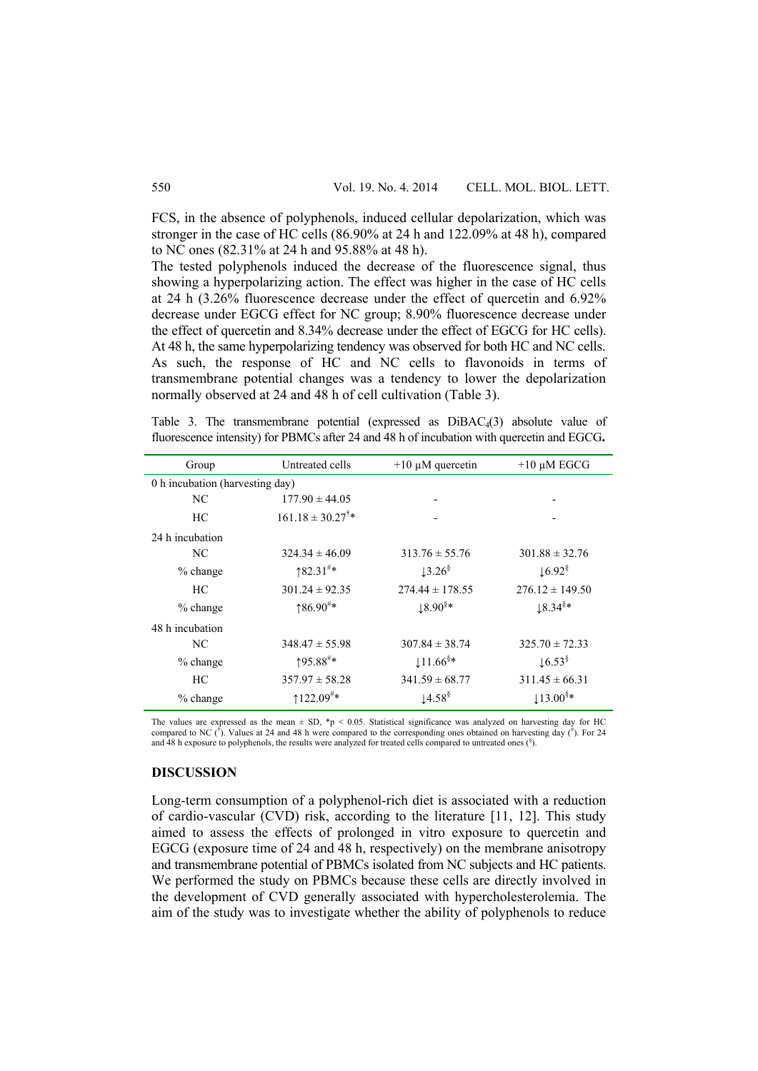FCS, in the absence of polyphenols, induced cellular depolarization, which was stronger in the case of HC cells (86.90% at 24 h and 122.09% at 48 h), compared to NC ones (82.31% at 24 h and 95.88% at 48 h).

The tested polyphenols induced the decrease of the fluorescence signal, thus showing a hyperpolarizing action. The effect was higher in the case of HC cells at 24 h (3.26% fluorescence decrease under the effect of quercetin and 6.92% decrease under EGCG effect for NC group; 8.90% fluorescence decrease under the effect of quercetin and 8.34% decrease under the effect of EGCG for HC cells). At 48 h, the same hyperpolarizing tendency was observed for both HC and NC cells. As such, the response of HC and NC cells to flavonoids in terms of transmembrane potential changes was a tendency to lower the depolarization normally observed at 24 and 48 h of cell cultivation (Table 3).

Table 3. The transmembrane potential (expressed as $DiBAC_4(3)$ absolute value of fluorescence intensity) for PBMCs after 24 and 48 h of incubation with quercetin and EGCG**.**

| Group | Untreated cells | +10 µM quercetin | +10 µM EGCG |
|---|---|---|---|
| 0 h incubation (harvesting day) | | | |
| NC | 177.90 ± 44.05 | - | - |
| HC | $161.18 \pm 30.27^{\dagger *}$ | - | - |
| 24 h incubation | | | |
| NC | 324.34 ± 46.09 | 313.76 ± 55.76 | 301.88 ± 32.76 |
| % change | $\uparrow 82.31^{\# *}$ | $\downarrow 3.26^{\S}$ | $\downarrow 6.92^{\S}$ |
| HC | 301.24 ± 92.35 | 274.44 ± 178.55 | 276.12 ± 149.50 |
| % change | $\uparrow 86.90^{\# *}$ | $\downarrow 8.90^{\S *}$ | $\downarrow 8.34^{\S *}$ |
| 48 h incubation | | | |
| NC | 348.47 ± 55.98 | 307.84 ± 38.74 | 325.70 ± 72.33 |
| % change | $\uparrow 95.88^{\# *}$ | $\downarrow 11.66^{\S *}$ | $\downarrow 6.53^{\S}$ |
| HC | 357.97 ± 58.28 | 341.59 ± 68.77 | 311.45 ± 66.31 |
| % change | $\uparrow 122.09^{\# *}$ | $\downarrow 4.58^{\S}$ | $\downarrow 13.00^{\S *}$ |

The values are expressed as the mean ± SD, $*p < 0.05$. Statistical significance was analyzed on harvesting day for HC compared to NC ($^{\dagger}$). Values at 24 and 48 h were compared to the corresponding ones obtained on harvesting day ($^{\#}$). For 24 and 48 h exposure to polyphenols, the results were analyzed for treated cells compared to untreated ones ($^{\S}$).

## DISCUSSION

Long-term consumption of a polyphenol-rich diet is associated with a reduction of cardio-vascular (CVD) risk, according to the literature [11, 12]. This study aimed to assess the effects of prolonged in vitro exposure to quercetin and EGCG (exposure time of 24 and 48 h, respectively) on the membrane anisotropy and transmembrane potential of PBMCs isolated from NC subjects and HC patients. We performed the study on PBMCs because these cells are directly involved in the development of CVD generally associated with hypercholesterolemia. The aim of the study was to investigate whether the ability of polyphenols to reduce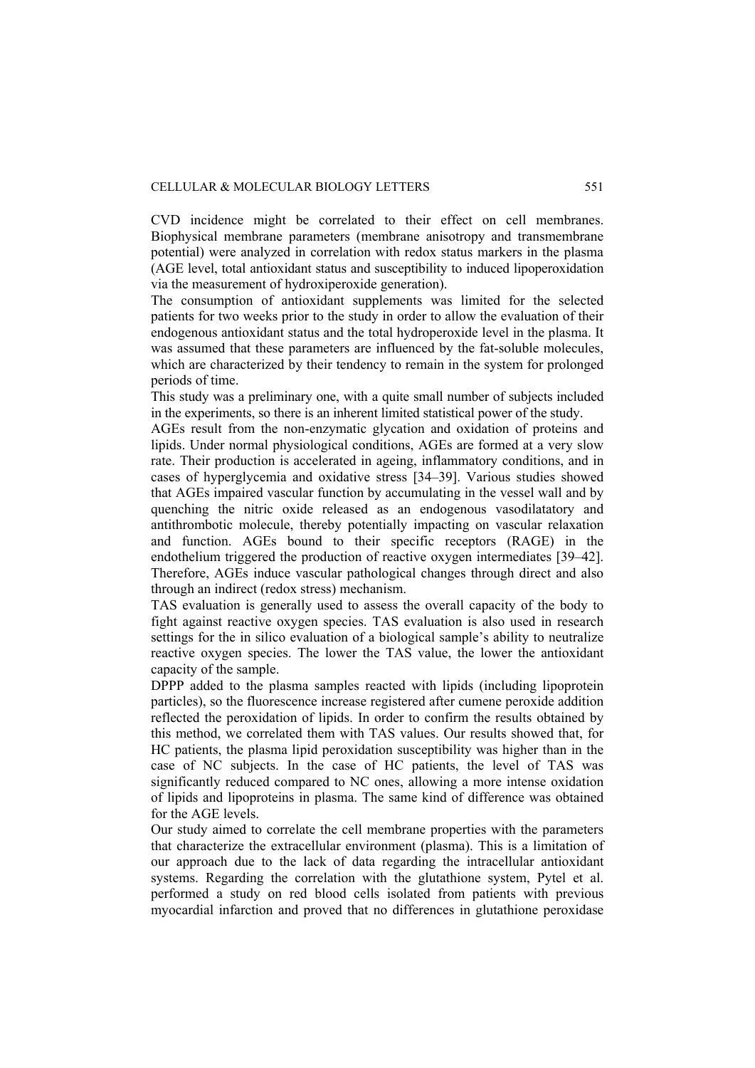CVD incidence might be correlated to their effect on cell membranes. Biophysical membrane parameters (membrane anisotropy and transmembrane potential) were analyzed in correlation with redox status markers in the plasma (AGE level, total antioxidant status and susceptibility to induced lipoperoxidation via the measurement of hydroxiperoxide generation).

The consumption of antioxidant supplements was limited for the selected patients for two weeks prior to the study in order to allow the evaluation of their endogenous antioxidant status and the total hydroperoxide level in the plasma. It was assumed that these parameters are influenced by the fat-soluble molecules, which are characterized by their tendency to remain in the system for prolonged periods of time.

This study was a preliminary one, with a quite small number of subjects included in the experiments, so there is an inherent limited statistical power of the study.

AGEs result from the non-enzymatic glycation and oxidation of proteins and lipids. Under normal physiological conditions, AGEs are formed at a very slow rate. Their production is accelerated in ageing, inflammatory conditions, and in cases of hyperglycemia and oxidative stress [34–39]. Various studies showed that AGEs impaired vascular function by accumulating in the vessel wall and by quenching the nitric oxide released as an endogenous vasodilatatory and antithrombotic molecule, thereby potentially impacting on vascular relaxation and function. AGEs bound to their specific receptors (RAGE) in the endothelium triggered the production of reactive oxygen intermediates [39–42]. Therefore, AGEs induce vascular pathological changes through direct and also through an indirect (redox stress) mechanism.

TAS evaluation is generally used to assess the overall capacity of the body to fight against reactive oxygen species. TAS evaluation is also used in research settings for the in silico evaluation of a biological sample's ability to neutralize reactive oxygen species. The lower the TAS value, the lower the antioxidant capacity of the sample.

DPPP added to the plasma samples reacted with lipids (including lipoprotein particles), so the fluorescence increase registered after cumene peroxide addition reflected the peroxidation of lipids. In order to confirm the results obtained by this method, we correlated them with TAS values. Our results showed that, for HC patients, the plasma lipid peroxidation susceptibility was higher than in the case of NC subjects. In the case of HC patients, the level of TAS was significantly reduced compared to NC ones, allowing a more intense oxidation of lipids and lipoproteins in plasma. The same kind of difference was obtained for the AGE levels.

Our study aimed to correlate the cell membrane properties with the parameters that characterize the extracellular environment (plasma). This is a limitation of our approach due to the lack of data regarding the intracellular antioxidant systems. Regarding the correlation with the glutathione system, Pytel et al. performed a study on red blood cells isolated from patients with previous myocardial infarction and proved that no differences in glutathione peroxidase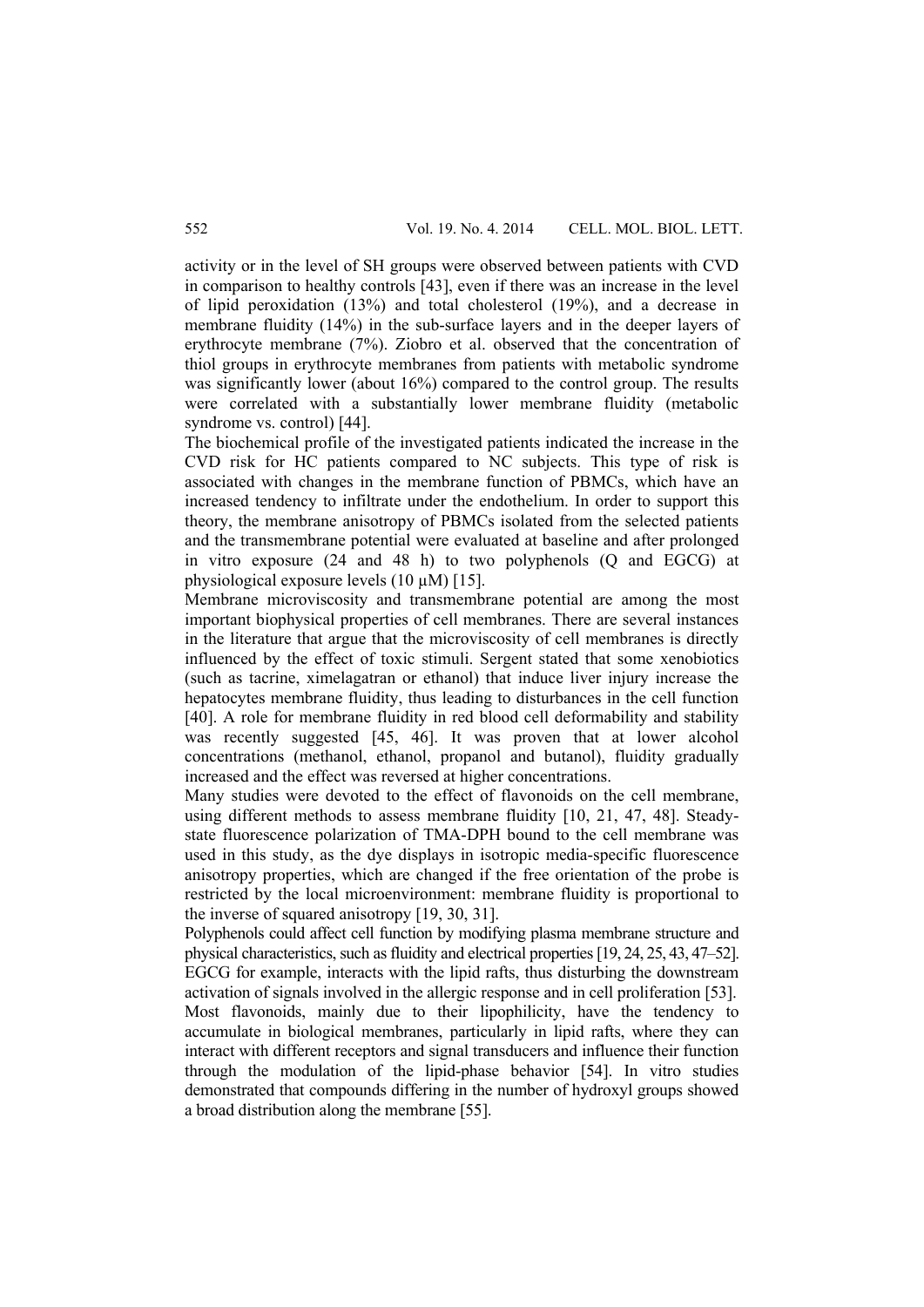activity or in the level of SH groups were observed between patients with CVD in comparison to healthy controls [43], even if there was an increase in the level of lipid peroxidation (13%) and total cholesterol (19%), and a decrease in membrane fluidity (14%) in the sub-surface layers and in the deeper layers of erythrocyte membrane (7%). Ziobro et al. observed that the concentration of thiol groups in erythrocyte membranes from patients with metabolic syndrome was significantly lower (about 16%) compared to the control group. The results were correlated with a substantially lower membrane fluidity (metabolic syndrome vs. control) [44].

The biochemical profile of the investigated patients indicated the increase in the CVD risk for HC patients compared to NC subjects. This type of risk is associated with changes in the membrane function of PBMCs, which have an increased tendency to infiltrate under the endothelium. In order to support this theory, the membrane anisotropy of PBMCs isolated from the selected patients and the transmembrane potential were evaluated at baseline and after prolonged in vitro exposure (24 and 48 h) to two polyphenols (Q and EGCG) at physiological exposure levels (10 μM) [15].

Membrane microviscosity and transmembrane potential are among the most important biophysical properties of cell membranes. There are several instances in the literature that argue that the microviscosity of cell membranes is directly influenced by the effect of toxic stimuli. Sergent stated that some xenobiotics (such as tacrine, ximelagatran or ethanol) that induce liver injury increase the hepatocytes membrane fluidity, thus leading to disturbances in the cell function [40]. A role for membrane fluidity in red blood cell deformability and stability was recently suggested [45, 46]. It was proven that at lower alcohol concentrations (methanol, ethanol, propanol and butanol), fluidity gradually increased and the effect was reversed at higher concentrations.

Many studies were devoted to the effect of flavonoids on the cell membrane, using different methods to assess membrane fluidity [10, 21, 47, 48]. Steady-state fluorescence polarization of TMA-DPH bound to the cell membrane was used in this study, as the dye displays in isotropic media-specific fluorescence anisotropy properties, which are changed if the free orientation of the probe is restricted by the local microenvironment: membrane fluidity is proportional to the inverse of squared anisotropy [19, 30, 31].

Polyphenols could affect cell function by modifying plasma membrane structure and physical characteristics, such as fluidity and electrical properties [19, 24, 25, 43, 47–52]. EGCG for example, interacts with the lipid rafts, thus disturbing the downstream activation of signals involved in the allergic response and in cell proliferation [53]. Most flavonoids, mainly due to their lipophilicity, have the tendency to accumulate in biological membranes, particularly in lipid rafts, where they can interact with different receptors and signal transducers and influence their function through the modulation of the lipid-phase behavior [54]. In vitro studies demonstrated that compounds differing in the number of hydroxyl groups showed a broad distribution along the membrane [55].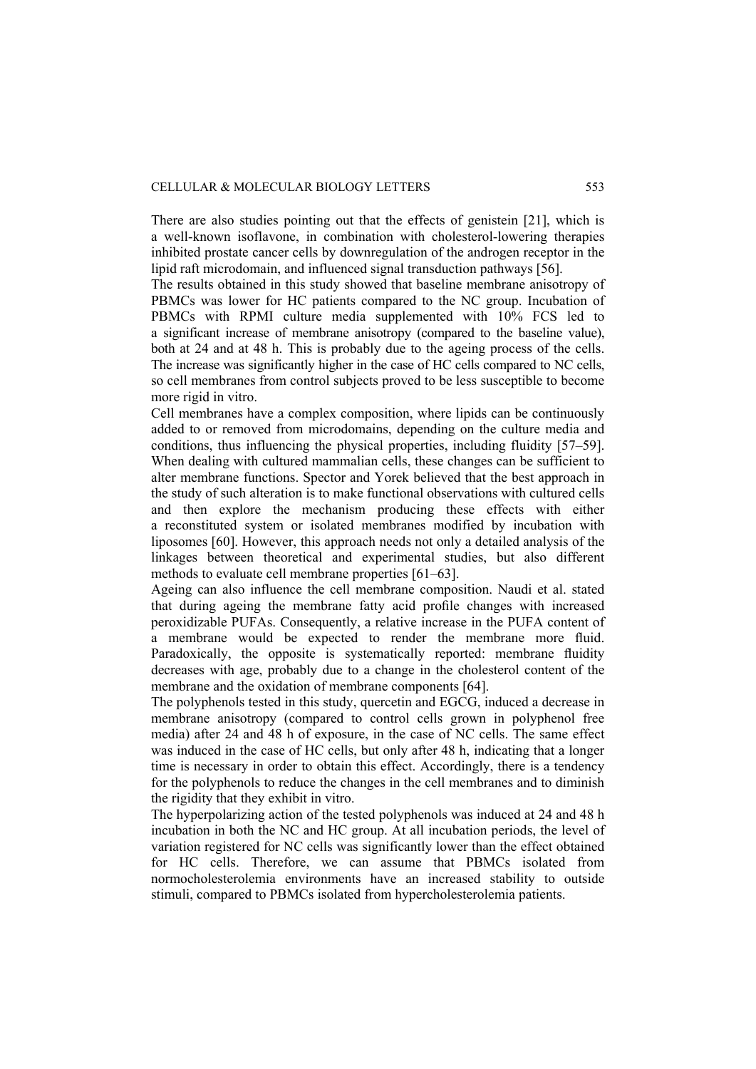There are also studies pointing out that the effects of genistein [21], which is a well-known isoflavone, in combination with cholesterol-lowering therapies inhibited prostate cancer cells by downregulation of the androgen receptor in the lipid raft microdomain, and influenced signal transduction pathways [56].

The results obtained in this study showed that baseline membrane anisotropy of PBMCs was lower for HC patients compared to the NC group. Incubation of PBMCs with RPMI culture media supplemented with 10% FCS led to a significant increase of membrane anisotropy (compared to the baseline value), both at 24 and at 48 h. This is probably due to the ageing process of the cells. The increase was significantly higher in the case of HC cells compared to NC cells, so cell membranes from control subjects proved to be less susceptible to become more rigid in vitro.

Cell membranes have a complex composition, where lipids can be continuously added to or removed from microdomains, depending on the culture media and conditions, thus influencing the physical properties, including fluidity [57–59]. When dealing with cultured mammalian cells, these changes can be sufficient to alter membrane functions. Spector and Yorek believed that the best approach in the study of such alteration is to make functional observations with cultured cells and then explore the mechanism producing these effects with either a reconstituted system or isolated membranes modified by incubation with liposomes [60]. However, this approach needs not only a detailed analysis of the linkages between theoretical and experimental studies, but also different methods to evaluate cell membrane properties [61–63].

Ageing can also influence the cell membrane composition. Naudi et al. stated that during ageing the membrane fatty acid profile changes with increased peroxidizable PUFAs. Consequently, a relative increase in the PUFA content of a membrane would be expected to render the membrane more fluid. Paradoxically, the opposite is systematically reported: membrane fluidity decreases with age, probably due to a change in the cholesterol content of the membrane and the oxidation of membrane components [64].

The polyphenols tested in this study, quercetin and EGCG, induced a decrease in membrane anisotropy (compared to control cells grown in polyphenol free media) after 24 and 48 h of exposure, in the case of NC cells. The same effect was induced in the case of HC cells, but only after 48 h, indicating that a longer time is necessary in order to obtain this effect. Accordingly, there is a tendency for the polyphenols to reduce the changes in the cell membranes and to diminish the rigidity that they exhibit in vitro.

The hyperpolarizing action of the tested polyphenols was induced at 24 and 48 h incubation in both the NC and HC group. At all incubation periods, the level of variation registered for NC cells was significantly lower than the effect obtained for HC cells. Therefore, we can assume that PBMCs isolated from normocholesterolemia environments have an increased stability to outside stimuli, compared to PBMCs isolated from hypercholesterolemia patients.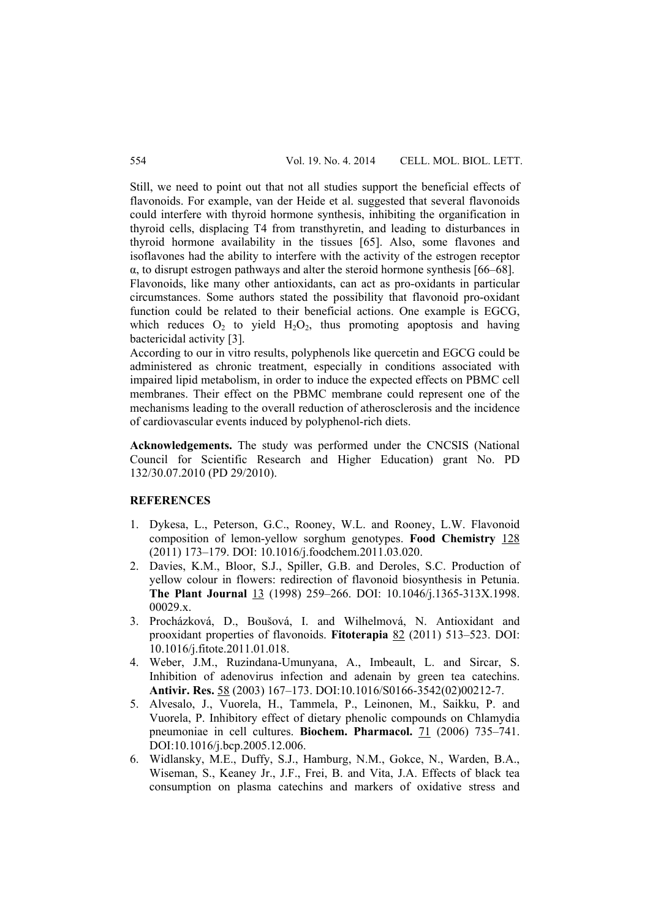Still, we need to point out that not all studies support the beneficial effects of flavonoids. For example, van der Heide et al. suggested that several flavonoids could interfere with thyroid hormone synthesis, inhibiting the organification in thyroid cells, displacing T4 from transthyretin, and leading to disturbances in thyroid hormone availability in the tissues [65]. Also, some flavones and isoflavones had the ability to interfere with the activity of the estrogen receptor α, to disrupt estrogen pathways and alter the steroid hormone synthesis [66–68].

Flavonoids, like many other antioxidants, can act as pro-oxidants in particular circumstances. Some authors stated the possibility that flavonoid pro-oxidant function could be related to their beneficial actions. One example is EGCG, which reduces $O_2$ to yield $H_2O_2$, thus promoting apoptosis and having bactericidal activity [3].

According to our in vitro results, polyphenols like quercetin and EGCG could be administered as chronic treatment, especially in conditions associated with impaired lipid metabolism, in order to induce the expected effects on PBMC cell membranes. Their effect on the PBMC membrane could represent one of the mechanisms leading to the overall reduction of atherosclerosis and the incidence of cardiovascular events induced by polyphenol-rich diets.

**Acknowledgements.** The study was performed under the CNCSIS (National Council for Scientific Research and Higher Education) grant No. PD 132/30.07.2010 (PD 29/2010).

## REFERENCES

1. Dykesa, L., Peterson, G.C., Rooney, W.L. and Rooney, L.W. Flavonoid composition of lemon-yellow sorghum genotypes. **Food Chemistry** 128 (2011) 173–179. DOI: 10.1016/j.foodchem.2011.03.020.
2. Davies, K.M., Bloor, S.J., Spiller, G.B. and Deroles, S.C. Production of yellow colour in flowers: redirection of flavonoid biosynthesis in Petunia. **The Plant Journal** 13 (1998) 259–266. DOI: 10.1046/j.1365-313X.1998.00029.x.
3. Procházková, D., Boušová, I. and Wilhelmová, N. Antioxidant and prooxidant properties of flavonoids. **Fitoterapia** 82 (2011) 513–523. DOI: 10.1016/j.fitote.2011.01.018.
4. Weber, J.M., Ruzindana-Umunyana, A., Imbeault, L. and Sircar, S. Inhibition of adenovirus infection and adenain by green tea catechins. **Antivir. Res.** 58 (2003) 167–173. DOI:10.1016/S0166-3542(02)00212-7.
5. Alvesalo, J., Vuorela, H., Tammela, P., Leinonen, M., Saikku, P. and Vuorela, P. Inhibitory effect of dietary phenolic compounds on Chlamydia pneumoniae in cell cultures. **Biochem. Pharmacol.** 71 (2006) 735–741. DOI:10.1016/j.bcp.2005.12.006.
6. Widlansky, M.E., Duffy, S.J., Hamburg, N.M., Gokce, N., Warden, B.A., Wiseman, S., Keaney Jr., J.F., Frei, B. and Vita, J.A. Effects of black tea consumption on plasma catechins and markers of oxidative stress and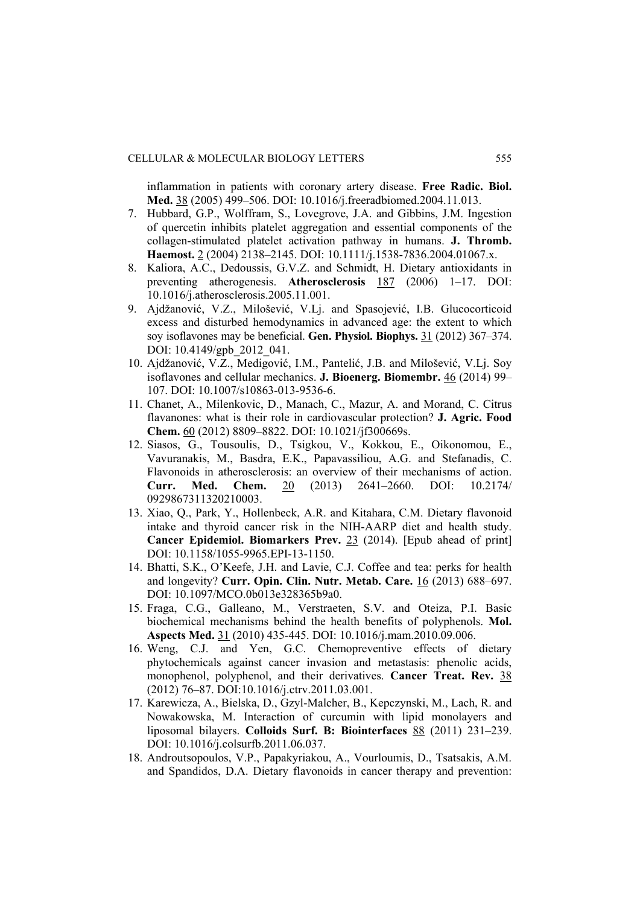inflammation in patients with coronary artery disease. **Free Radic. Biol. Med.** 38 (2005) 499–506. DOI: 10.1016/j.freeradbiomed.2004.11.013.

7. Hubbard, G.P., Wolffram, S., Lovegrove, J.A. and Gibbins, J.M. Ingestion of quercetin inhibits platelet aggregation and essential components of the collagen-stimulated platelet activation pathway in humans. **J. Thromb. Haemost.** 2 (2004) 2138–2145. DOI: 10.1111/j.1538-7836.2004.01067.x.
8. Kaliora, A.C., Dedoussis, G.V.Z. and Schmidt, H. Dietary antioxidants in preventing atherogenesis. **Atherosclerosis** 187 (2006) 1–17. DOI: 10.1016/j.atherosclerosis.2005.11.001.
9. Ajdžanović, V.Z., Milošević, V.Lj. and Spasojević, I.B. Glucocorticoid excess and disturbed hemodynamics in advanced age: the extent to which soy isoflavones may be beneficial. **Gen. Physiol. Biophys.** 31 (2012) 367–374. DOI: 10.4149/gpb_2012_041.
10. Ajdžanović, V.Z., Medigović, I.M., Pantelić, J.B. and Milošević, V.Lj. Soy isoflavones and cellular mechanics. **J. Bioenerg. Biomembr.** 46 (2014) 99–107. DOI: 10.1007/s10863-013-9536-6.
11. Chanet, A., Milenkovic, D., Manach, C., Mazur, A. and Morand, C. Citrus flavanones: what is their role in cardiovascular protection? **J. Agric. Food Chem.** 60 (2012) 8809–8822. DOI: 10.1021/jf300669s.
12. Siasos, G., Tousoulis, D., Tsigkou, V., Kokkou, E., Oikonomou, E., Vavuranakis, M., Basdra, E.K., Papavassiliou, A.G. and Stefanadis, C. Flavonoids in atherosclerosis: an overview of their mechanisms of action. **Curr. Med. Chem.** 20 (2013) 2641–2660. DOI: 10.2174/0929867311320210003.
13. Xiao, Q., Park, Y., Hollenbeck, A.R. and Kitahara, C.M. Dietary flavonoid intake and thyroid cancer risk in the NIH-AARP diet and health study. **Cancer Epidemiol. Biomarkers Prev.** 23 (2014). [Epub ahead of print] DOI: 10.1158/1055-9965.EPI-13-1150.
14. Bhatti, S.K., O'Keefe, J.H. and Lavie, C.J. Coffee and tea: perks for health and longevity? **Curr. Opin. Clin. Nutr. Metab. Care.** 16 (2013) 688–697. DOI: 10.1097/MCO.0b013e328365b9a0.
15. Fraga, C.G., Galleano, M., Verstraeten, S.V. and Oteiza, P.I. Basic biochemical mechanisms behind the health benefits of polyphenols. **Mol. Aspects Med.** 31 (2010) 435-445. DOI: 10.1016/j.mam.2010.09.006.
16. Weng, C.J. and Yen, G.C. Chemopreventive effects of dietary phytochemicals against cancer invasion and metastasis: phenolic acids, monophenol, polyphenol, and their derivatives. **Cancer Treat. Rev.** 38 (2012) 76–87. DOI:10.1016/j.ctrv.2011.03.001.
17. Karewicza, A., Bielska, D., Gzyl-Malcher, B., Kepczynski, M., Lach, R. and Nowakowska, M. Interaction of curcumin with lipid monolayers and liposomal bilayers. **Colloids Surf. B: Biointerfaces** 88 (2011) 231–239. DOI: 10.1016/j.colsurfb.2011.06.037.
18. Androutsopoulos, V.P., Papakyriakou, A., Vourloumis, D., Tsatsakis, A.M. and Spandidos, D.A. Dietary flavonoids in cancer therapy and prevention: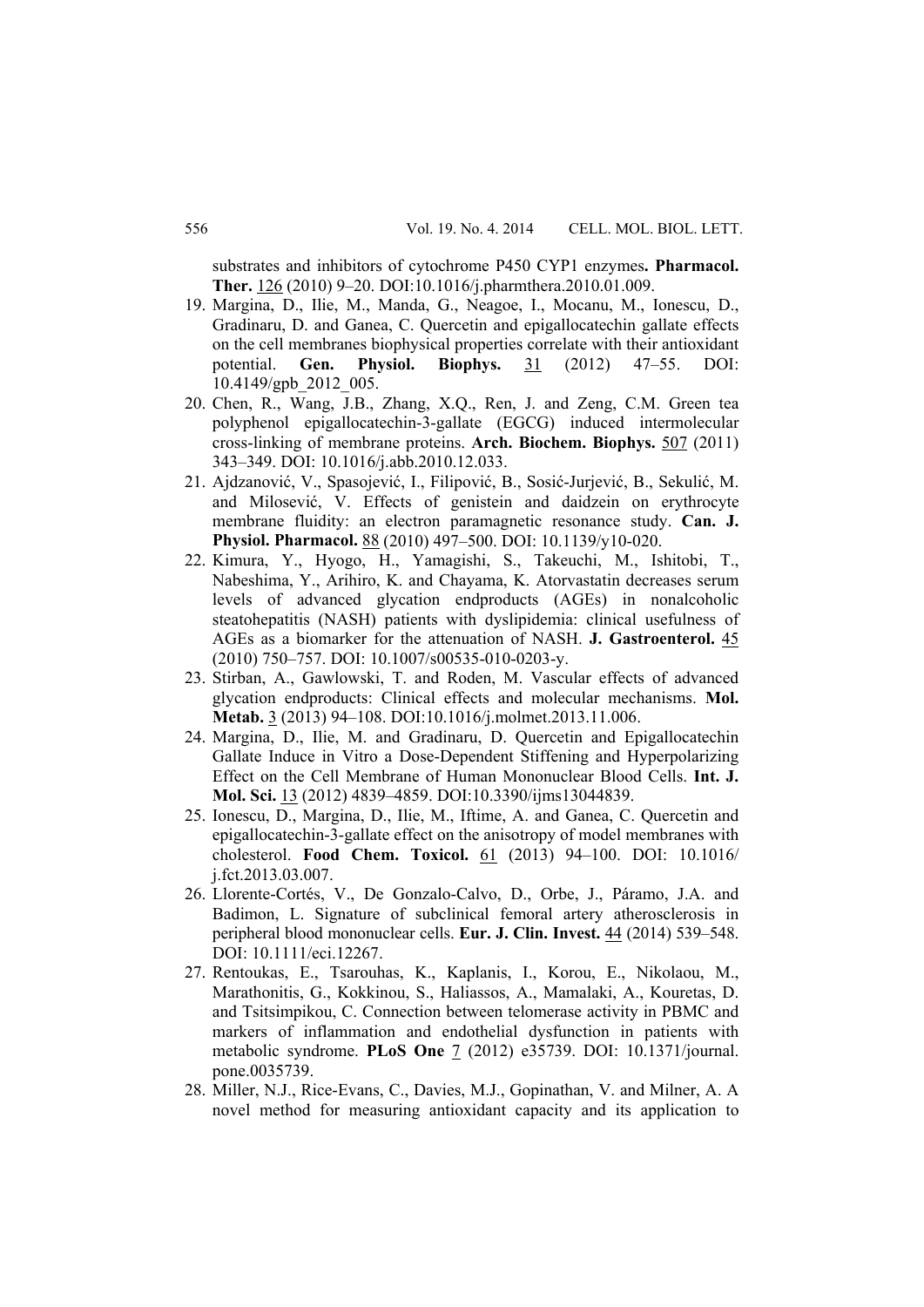substrates and inhibitors of cytochrome P450 CYP1 enzymes**. Pharmacol. Ther.** 126 (2010) 9–20. DOI:10.1016/j.pharmthera.2010.01.009.

19. Margina, D., Ilie, M., Manda, G., Neagoe, I., Mocanu, M., Ionescu, D., Gradinaru, D. and Ganea, C. Quercetin and epigallocatechin gallate effects on the cell membranes biophysical properties correlate with their antioxidant potential. **Gen. Physiol. Biophys.** 31 (2012) 47–55. DOI: 10.4149/gpb_2012_005.
20. Chen, R., Wang, J.B., Zhang, X.Q., Ren, J. and Zeng, C.M. Green tea polyphenol epigallocatechin-3-gallate (EGCG) induced intermolecular cross-linking of membrane proteins. **Arch. Biochem. Biophys.** 507 (2011) 343–349. DOI: 10.1016/j.abb.2010.12.033.
21. Ajdzanović, V., Spasojević, I., Filipović, B., Sosić-Jurjević, B., Sekulić, M. and Milosević, V. Effects of genistein and daidzein on erythrocyte membrane fluidity: an electron paramagnetic resonance study. **Can. J. Physiol. Pharmacol.** 88 (2010) 497–500. DOI: 10.1139/y10-020.
22. Kimura, Y., Hyogo, H., Yamagishi, S., Takeuchi, M., Ishitobi, T., Nabeshima, Y., Arihiro, K. and Chayama, K. Atorvastatin decreases serum levels of advanced glycation endproducts (AGEs) in nonalcoholic steatohepatitis (NASH) patients with dyslipidemia: clinical usefulness of AGEs as a biomarker for the attenuation of NASH. **J. Gastroenterol.** 45 (2010) 750–757. DOI: 10.1007/s00535-010-0203-y.
23. Stirban, A., Gawlowski, T. and Roden, M. Vascular effects of advanced glycation endproducts: Clinical effects and molecular mechanisms. **Mol. Metab.** 3 (2013) 94–108. DOI:10.1016/j.molmet.2013.11.006.
24. Margina, D., Ilie, M. and Gradinaru, D. Quercetin and Epigallocatechin Gallate Induce in Vitro a Dose-Dependent Stiffening and Hyperpolarizing Effect on the Cell Membrane of Human Mononuclear Blood Cells. **Int. J. Mol. Sci.** 13 (2012) 4839–4859. DOI:10.3390/ijms13044839.
25. Ionescu, D., Margina, D., Ilie, M., Iftime, A. and Ganea, C. Quercetin and epigallocatechin-3-gallate effect on the anisotropy of model membranes with cholesterol. **Food Chem. Toxicol.** 61 (2013) 94–100. DOI: 10.1016/j.fct.2013.03.007.
26. Llorente-Cortés, V., De Gonzalo-Calvo, D., Orbe, J., Páramo, J.A. and Badimon, L. Signature of subclinical femoral artery atherosclerosis in peripheral blood mononuclear cells. **Eur. J. Clin. Invest.** 44 (2014) 539–548. DOI: 10.1111/eci.12267.
27. Rentoukas, E., Tsarouhas, K., Kaplanis, I., Korou, E., Nikolaou, M., Marathonitis, G., Kokkinou, S., Haliassos, A., Mamalaki, A., Kouretas, D. and Tsitsimpikou, C. Connection between telomerase activity in PBMC and markers of inflammation and endothelial dysfunction in patients with metabolic syndrome. **PLoS One** 7 (2012) e35739. DOI: 10.1371/journal.pone.0035739.
28. Miller, N.J., Rice-Evans, C., Davies, M.J., Gopinathan, V. and Milner, A. A novel method for measuring antioxidant capacity and its application to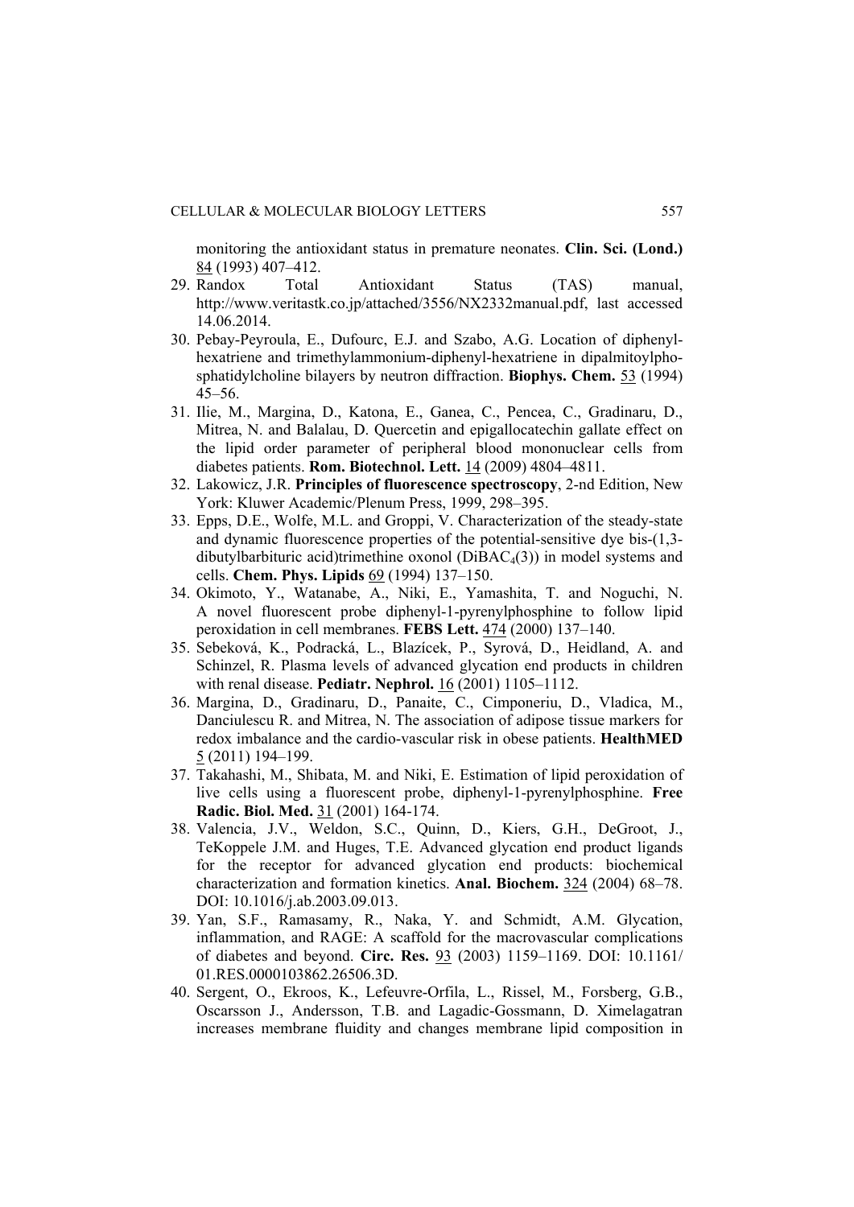monitoring the antioxidant status in premature neonates. **Clin. Sci. (Lond.)** 84 (1993) 407–412.

29. Randox Total Antioxidant Status (TAS) manual, http://www.veritastk.co.jp/attached/3556/NX2332manual.pdf, last accessed 14.06.2014.
30. Pebay-Peyroula, E., Dufourc, E.J. and Szabo, A.G. Location of diphenyl-hexatriene and trimethylammonium-diphenyl-hexatriene in dipalmitoylphosphatidylcholine bilayers by neutron diffraction. **Biophys. Chem.** 53 (1994) 45–56.
31. Ilie, M., Margina, D., Katona, E., Ganea, C., Pencea, C., Gradinaru, D., Mitrea, N. and Balalau, D. Quercetin and epigallocatechin gallate effect on the lipid order parameter of peripheral blood mononuclear cells from diabetes patients. **Rom. Biotechnol. Lett.** 14 (2009) 4804–4811.
32. Lakowicz, J.R. **Principles of fluorescence spectroscopy**, 2-nd Edition, New York: Kluwer Academic/Plenum Press, 1999, 298–395.
33. Epps, D.E., Wolfe, M.L. and Groppi, V. Characterization of the steady-state and dynamic fluorescence properties of the potential-sensitive dye bis-(1,3-dibutylbarbituric acid)trimethine oxonol ($DiBAC_4(3)$) in model systems and cells. **Chem. Phys. Lipids** 69 (1994) 137–150.
34. Okimoto, Y., Watanabe, A., Niki, E., Yamashita, T. and Noguchi, N. A novel fluorescent probe diphenyl-1-pyrenylphosphine to follow lipid peroxidation in cell membranes. **FEBS Lett.** 474 (2000) 137–140.
35. Sebeková, K., Podracká, L., Blazícek, P., Syrová, D., Heidland, A. and Schinzel, R. Plasma levels of advanced glycation end products in children with renal disease. **Pediatr. Nephrol.** 16 (2001) 1105–1112.
36. Margina, D., Gradinaru, D., Panaite, C., Cimponeriu, D., Vladica, M., Danciulescu R. and Mitrea, N. The association of adipose tissue markers for redox imbalance and the cardio-vascular risk in obese patients. **HealthMED** 5 (2011) 194–199.
37. Takahashi, M., Shibata, M. and Niki, E. Estimation of lipid peroxidation of live cells using a fluorescent probe, diphenyl-1-pyrenylphosphine. **Free Radic. Biol. Med.** 31 (2001) 164-174.
38. Valencia, J.V., Weldon, S.C., Quinn, D., Kiers, G.H., DeGroot, J., TeKoppele J.M. and Huges, T.E. Advanced glycation end product ligands for the receptor for advanced glycation end products: biochemical characterization and formation kinetics. **Anal. Biochem.** 324 (2004) 68–78. DOI: 10.1016/j.ab.2003.09.013.
39. Yan, S.F., Ramasamy, R., Naka, Y. and Schmidt, A.M. Glycation, inflammation, and RAGE: A scaffold for the macrovascular complications of diabetes and beyond. **Circ. Res.** 93 (2003) 1159–1169. DOI: 10.1161/01.RES.0000103862.26506.3D.
40. Sergent, O., Ekroos, K., Lefeuvre-Orfila, L., Rissel, M., Forsberg, G.B., Oscarsson J., Andersson, T.B. and Lagadic-Gossmann, D. Ximelagatran increases membrane fluidity and changes membrane lipid composition in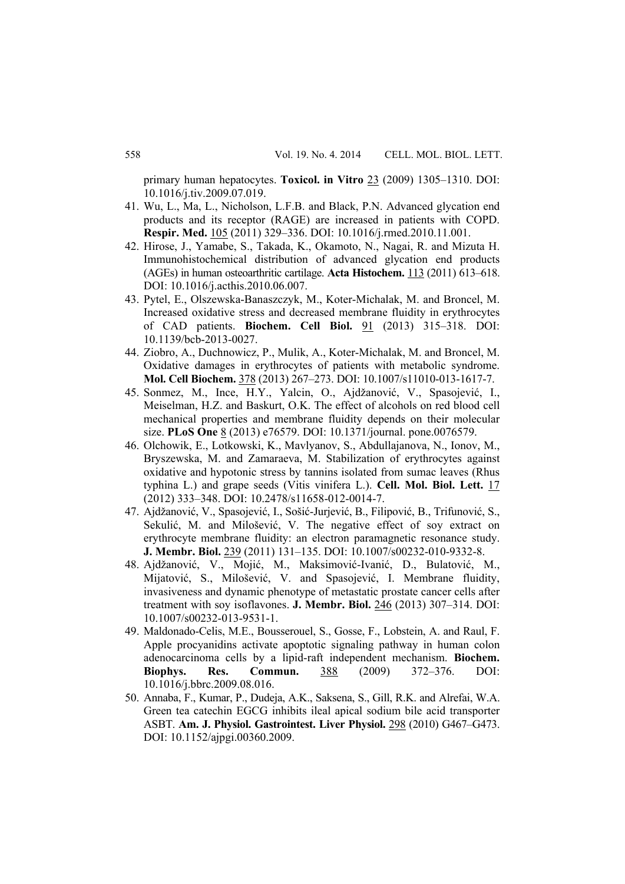primary human hepatocytes. **Toxicol. in Vitro** 23 (2009) 1305–1310. DOI: 10.1016/j.tiv.2009.07.019.

41. Wu, L., Ma, L., Nicholson, L.F.B. and Black, P.N. Advanced glycation end products and its receptor (RAGE) are increased in patients with COPD. **Respir. Med.** 105 (2011) 329–336. DOI: 10.1016/j.rmed.2010.11.001.
42. Hirose, J., Yamabe, S., Takada, K., Okamoto, N., Nagai, R. and Mizuta H. Immunohistochemical distribution of advanced glycation end products (AGEs) in human osteoarthritic cartilage. **Acta Histochem.** 113 (2011) 613–618. DOI: 10.1016/j.acthis.2010.06.007.
43. Pytel, E., Olszewska-Banaszczyk, M., Koter-Michalak, M. and Broncel, M. Increased oxidative stress and decreased membrane fluidity in erythrocytes of CAD patients. **Biochem. Cell Biol.** 91 (2013) 315–318. DOI: 10.1139/bcb-2013-0027.
44. Ziobro, A., Duchnowicz, P., Mulik, A., Koter-Michalak, M. and Broncel, M. Oxidative damages in erythrocytes of patients with metabolic syndrome. **Mol. Cell Biochem.** 378 (2013) 267–273. DOI: 10.1007/s11010-013-1617-7.
45. Sonmez, M., Ince, H.Y., Yalcin, O., Ajdžanović, V., Spasojević, I., Meiselman, H.Z. and Baskurt, O.K. The effect of alcohols on red blood cell mechanical properties and membrane fluidity depends on their molecular size. **PLoS One** 8 (2013) e76579. DOI: 10.1371/journal. pone.0076579.
46. Olchowik, E., Lotkowski, K., Mavlyanov, S., Abdullajanova, N., Ionov, M., Bryszewska, M. and Zamaraeva, M. Stabilization of erythrocytes against oxidative and hypotonic stress by tannins isolated from sumac leaves (Rhus typhina L.) and grape seeds (Vitis vinifera L.). **Cell. Mol. Biol. Lett.** 17 (2012) 333–348. DOI: 10.2478/s11658-012-0014-7.
47. Ajdžanović, V., Spasojević, I., Sošić-Jurjević, B., Filipović, B., Trifunović, S., Sekulić, M. and Milošević, V. The negative effect of soy extract on erythrocyte membrane fluidity: an electron paramagnetic resonance study. **J. Membr. Biol.** 239 (2011) 131–135. DOI: 10.1007/s00232-010-9332-8.
48. Ajdžanović, V., Mojić, M., Maksimović-Ivanić, D., Bulatović, M., Mijatović, S., Milošević, V. and Spasojević, I. Membrane fluidity, invasiveness and dynamic phenotype of metastatic prostate cancer cells after treatment with soy isoflavones. **J. Membr. Biol.** 246 (2013) 307–314. DOI: 10.1007/s00232-013-9531-1.
49. Maldonado-Celis, M.E., Bousserouel, S., Gosse, F., Lobstein, A. and Raul, F. Apple procyanidins activate apoptotic signaling pathway in human colon adenocarcinoma cells by a lipid-raft independent mechanism. **Biochem. Biophys. Res. Commun.** 388 (2009) 372–376. DOI: 10.1016/j.bbrc.2009.08.016.
50. Annaba, F., Kumar, P., Dudeja, A.K., Saksena, S., Gill, R.K. and Alrefai, W.A. Green tea catechin EGCG inhibits ileal apical sodium bile acid transporter ASBT. **Am. J. Physiol. Gastrointest. Liver Physiol.** 298 (2010) G467–G473. DOI: 10.1152/ajpgi.00360.2009.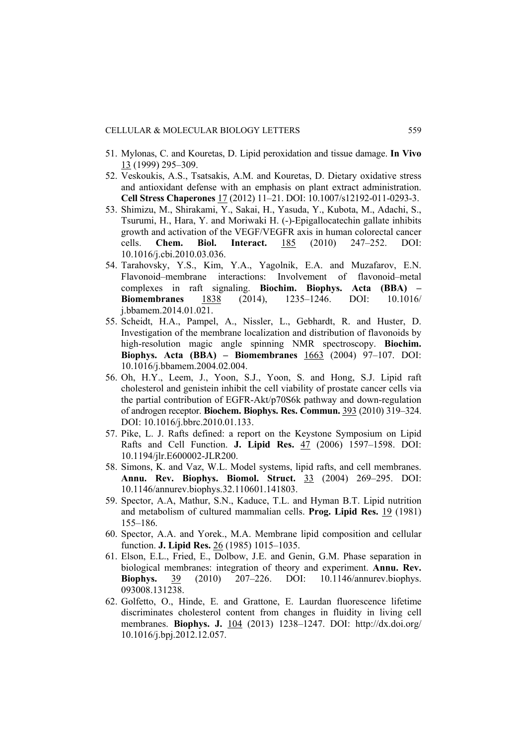51. Mylonas, C. and Kouretas, D. Lipid peroxidation and tissue damage. **In Vivo** 13 (1999) 295–309.
52. Veskoukis, A.S., Tsatsakis, A.M. and Kouretas, D. Dietary oxidative stress and antioxidant defense with an emphasis on plant extract administration. **Cell Stress Chaperones** 17 (2012) 11–21. DOI: 10.1007/s12192-011-0293-3.
53. Shimizu, M., Shirakami, Y., Sakai, H., Yasuda, Y., Kubota, M., Adachi, S., Tsurumi, H., Hara, Y. and Moriwaki H. (-)-Epigallocatechin gallate inhibits growth and activation of the VEGF/VEGFR axis in human colorectal cancer cells. **Chem. Biol. Interact.** 185 (2010) 247–252. DOI: 10.1016/j.cbi.2010.03.036.
54. Tarahovsky, Y.S., Kim, Y.A., Yagolnik, E.A. and Muzafarov, E.N. Flavonoid–membrane interactions: Involvement of flavonoid–metal complexes in raft signaling. **Biochim. Biophys. Acta (BBA) – Biomembranes** 1838 (2014), 1235–1246. DOI: 10.1016/j.bbamem.2014.01.021.
55. Scheidt, H.A., Pampel, A., Nissler, L., Gebhardt, R. and Huster, D. Investigation of the membrane localization and distribution of flavonoids by high-resolution magic angle spinning NMR spectroscopy. **Biochim. Biophys. Acta (BBA) – Biomembranes** 1663 (2004) 97–107. DOI: 10.1016/j.bbamem.2004.02.004.
56. Oh, H.Y., Leem, J., Yoon, S.J., Yoon, S. and Hong, S.J. Lipid raft cholesterol and genistein inhibit the cell viability of prostate cancer cells via the partial contribution of EGFR-Akt/p70S6k pathway and down-regulation of androgen receptor. **Biochem. Biophys. Res. Commun.** 393 (2010) 319–324. DOI: 10.1016/j.bbrc.2010.01.133.
57. Pike, L. J. Rafts defined: a report on the Keystone Symposium on Lipid Rafts and Cell Function. **J. Lipid Res.** 47 (2006) 1597–1598. DOI: 10.1194/jlr.E600002-JLR200.
58. Simons, K. and Vaz, W.L. Model systems, lipid rafts, and cell membranes. **Annu. Rev. Biophys. Biomol. Struct.** 33 (2004) 269–295. DOI: 10.1146/annurev.biophys.32.110601.141803.
59. Spector, A.A, Mathur, S.N., Kaduce, T.L. and Hyman B.T. Lipid nutrition and metabolism of cultured mammalian cells. **Prog. Lipid Res.** 19 (1981) 155–186.
60. Spector, A.A. and Yorek., M.A. Membrane lipid composition and cellular function. **J. Lipid Res.** 26 (1985) 1015–1035.
61. Elson, E.L., Fried, E., Dolbow, J.E. and Genin, G.M. Phase separation in biological membranes: integration of theory and experiment. **Annu. Rev. Biophys.** 39 (2010) 207–226. DOI: 10.1146/annurev.biophys.093008.131238.
62. Golfetto, O., Hinde, E. and Grattone, E. Laurdan fluorescence lifetime discriminates cholesterol content from changes in fluidity in living cell membranes. **Biophys. J.** 104 (2013) 1238–1247. DOI: http://dx.doi.org/10.1016/j.bpj.2012.12.057.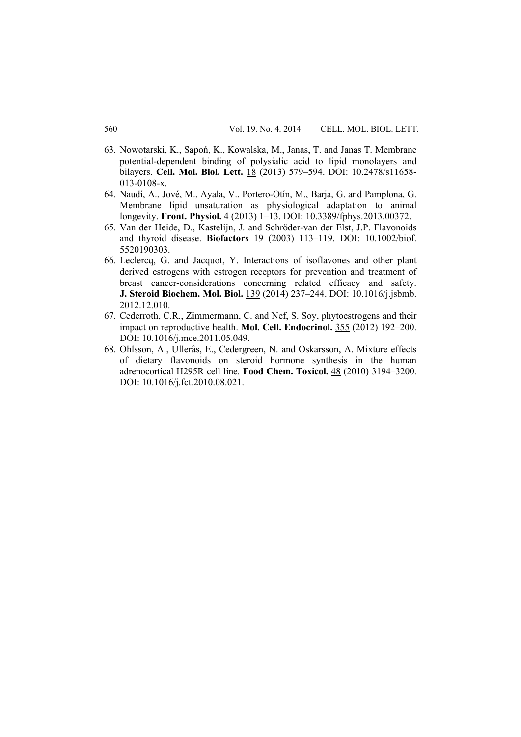63. Nowotarski, K., Sapoń, K., Kowalska, M., Janas, T. and Janas T. Membrane potential-dependent binding of polysialic acid to lipid monolayers and bilayers. **Cell. Mol. Biol. Lett.** 18 (2013) 579–594. DOI: 10.2478/s11658-013-0108-x.
64. Naudí, A., Jové, M., Ayala, V., Portero-Otín, M., Barja, G. and Pamplona, G. Membrane lipid unsaturation as physiological adaptation to animal longevity. **Front. Physiol.** 4 (2013) 1–13. DOI: 10.3389/fphys.2013.00372.
65. Van der Heide, D., Kastelijn, J. and Schröder-van der Elst, J.P. Flavonoids and thyroid disease. **Biofactors** 19 (2003) 113–119. DOI: 10.1002/biof.5520190303.
66. Leclercq, G. and Jacquot, Y. Interactions of isoflavones and other plant derived estrogens with estrogen receptors for prevention and treatment of breast cancer-considerations concerning related efficacy and safety. **J. Steroid Biochem. Mol. Biol.** 139 (2014) 237–244. DOI: 10.1016/j.jsbmb.2012.12.010.
67. Cederroth, C.R., Zimmermann, C. and Nef, S. Soy, phytoestrogens and their impact on reproductive health. **Mol. Cell. Endocrinol.** 355 (2012) 192–200. DOI: 10.1016/j.mce.2011.05.049.
68. Ohlsson, A., Ullerås, E., Cedergreen, N. and Oskarsson, A. Mixture effects of dietary flavonoids on steroid hormone synthesis in the human adrenocortical H295R cell line. **Food Chem. Toxicol.** 48 (2010) 3194–3200. DOI: 10.1016/j.fct.2010.08.021.